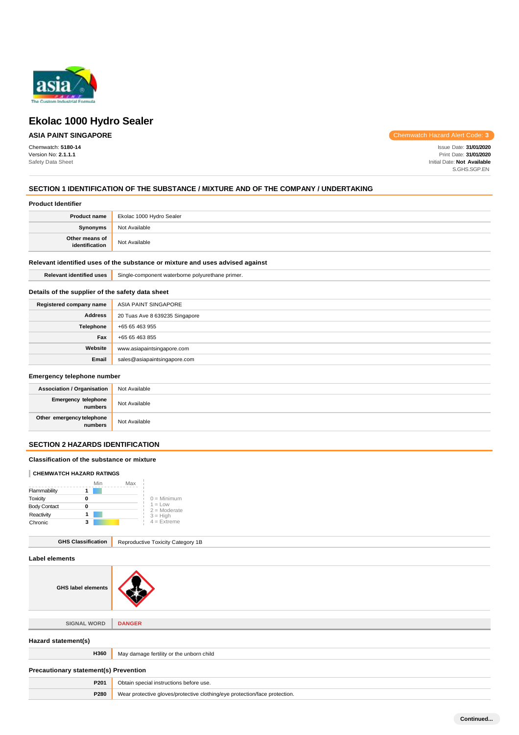# Ekolac 1000 Hydro Sealer

**ASIA PAINT SINGAPORE**

Chemwatch Hazard Alert Code: 3

Chemwatch: **5180-14**
Version No: **2.1.1.1**
Safety Data Sheet

Issue Date: **31/01/2020**
Print Date: **31/01/2020**
Initial Date: **Not Available**
S.GHS.SGP.EN

## SECTION 1 IDENTIFICATION OF THE SUBSTANCE / MIXTURE AND OF THE COMPANY / UNDERTAKING

### Product Identifier

| | |
|---|---|
| **Product name** | Ekolac 1000 Hydro Sealer |
| **Synonyms** | Not Available |
| **Other means of identification** | Not Available |

### Relevant identified uses of the substance or mixture and uses advised against

| | |
|---|---|
| **Relevant identified uses** | Single-component waterborne polyurethane primer. |

### Details of the supplier of the safety data sheet

| | |
|---|---|
| **Registered company name** | ASIA PAINT SINGAPORE |
| **Address** | 20 Tuas Ave 8 639235 Singapore |
| **Telephone** | +65 65 463 955 |
| **Fax** | +65 65 463 855 |
| **Website** | www.asiapaintsingapore.com |
| **Email** | sales@asiapaintsingapore.com |

### Emergency telephone number

| | |
|---|---|
| **Association / Organisation** | Not Available |
| **Emergency telephone numbers** | Not Available |
| **Other emergency telephone numbers** | Not Available |

## SECTION 2 HAZARDS IDENTIFICATION

### Classification of the substance or mixture

**CHEMWATCH HAZARD RATINGS**

| | Rating |
|---|---|
| Flammability | 1 |
| Toxicity | 0 |
| Body Contact | 0 |
| Reactivity | 1 |
| Chronic | 3 |

0 = Minimum
1 = Low
2 = Moderate
3 = High
4 = Extreme

| | |
|---|---|
| **GHS Classification** | Reproductive Toxicity Category 1B |

### Label elements

| | |
|---|---|
| **GHS label elements** | |
| **SIGNAL WORD** | **DANGER** |

### Hazard statement(s)

| | |
|---|---|
| **H360** | May damage fertility or the unborn child |

### Precautionary statement(s) Prevention

| | |
|---|---|
| **P201** | Obtain special instructions before use. |
| **P280** | Wear protective gloves/protective clothing/eye protection/face protection. |

Continued...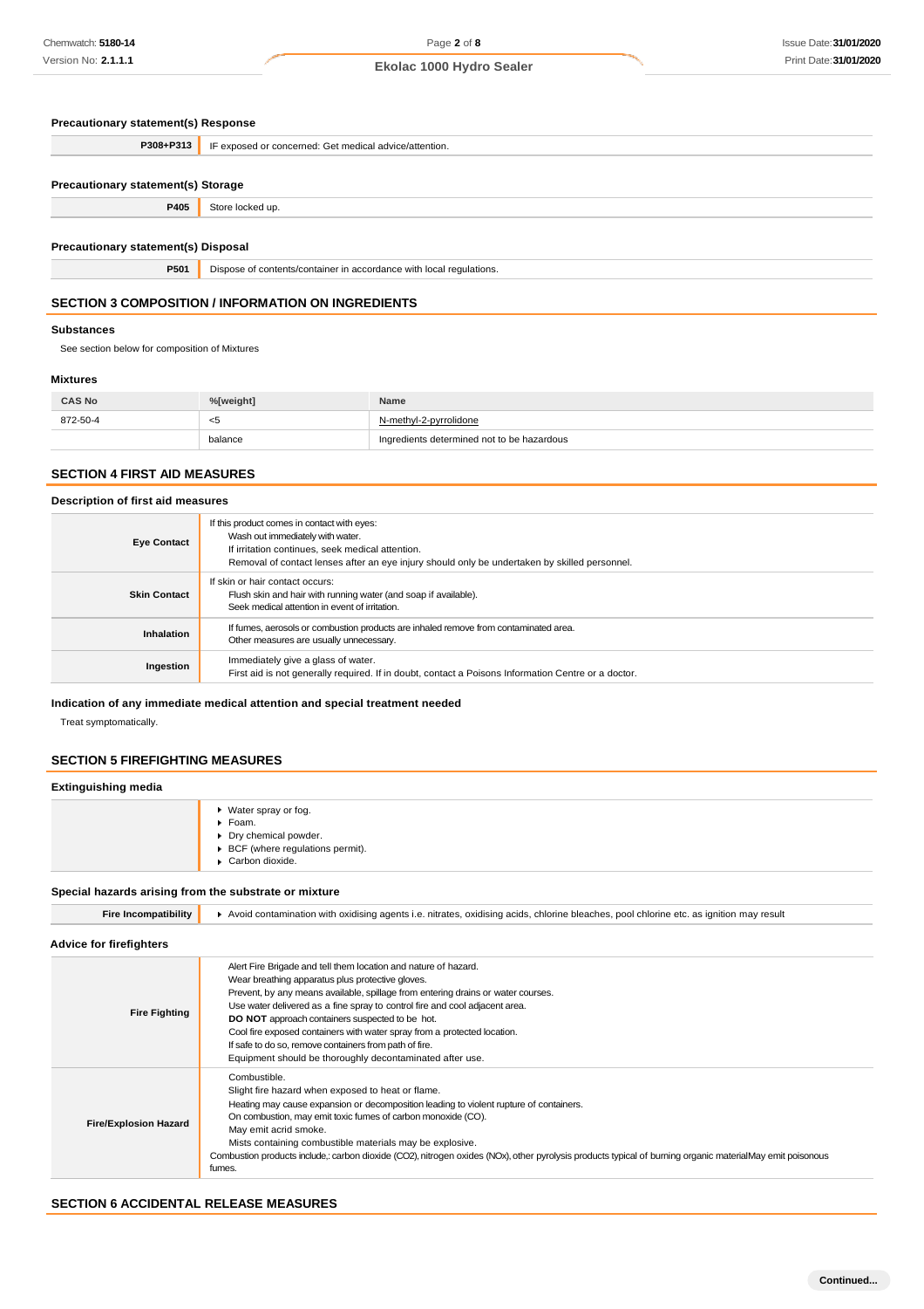### Precautionary statement(s) Response

| | |
|---|---|
| **P308+P313** | IF exposed or concerned: Get medical advice/attention. |

### Precautionary statement(s) Storage

| | |
|---|---|
| **P405** | Store locked up. |

### Precautionary statement(s) Disposal

| | |
|---|---|
| **P501** | Dispose of contents/container in accordance with local regulations. |

## SECTION 3 COMPOSITION / INFORMATION ON INGREDIENTS

### Substances

See section below for composition of Mixtures

### Mixtures

| CAS No | %[weight] | Name |
|---|---|---|
| 872-50-4 | <5 | N-methyl-2-pyrrolidone |
| | balance | Ingredients determined not to be hazardous |

## SECTION 4 FIRST AID MEASURES

### Description of first aid measures

| | |
|---|---|
| **Eye Contact** | If this product comes in contact with eyes:<br>Wash out immediately with water.<br>If irritation continues, seek medical attention.<br>Removal of contact lenses after an eye injury should only be undertaken by skilled personnel. |
| **Skin Contact** | If skin or hair contact occurs:<br>Flush skin and hair with running water (and soap if available).<br>Seek medical attention in event of irritation. |
| **Inhalation** | If fumes, aerosols or combustion products are inhaled remove from contaminated area.<br>Other measures are usually unnecessary. |
| **Ingestion** | Immediately give a glass of water.<br>First aid is not generally required. If in doubt, contact a Poisons Information Centre or a doctor. |

### Indication of any immediate medical attention and special treatment needed

Treat symptomatically.

## SECTION 5 FIREFIGHTING MEASURES

### Extinguishing media

- Water spray or fog.
- Foam.
- Dry chemical powder.
- BCF (where regulations permit).
- Carbon dioxide.

### Special hazards arising from the substrate or mixture

| | |
|---|---|
| **Fire Incompatibility** | Avoid contamination with oxidising agents i.e. nitrates, oxidising acids, chlorine bleaches, pool chlorine etc. as ignition may result |

### Advice for firefighters

| | |
|---|---|
| **Fire Fighting** | Alert Fire Brigade and tell them location and nature of hazard.<br>Wear breathing apparatus plus protective gloves.<br>Prevent, by any means available, spillage from entering drains or water courses.<br>Use water delivered as a fine spray to control fire and cool adjacent area.<br>**DO NOT** approach containers suspected to be hot.<br>Cool fire exposed containers with water spray from a protected location.<br>If safe to do so, remove containers from path of fire.<br>Equipment should be thoroughly decontaminated after use. |
| **Fire/Explosion Hazard** | Combustible.<br>Slight fire hazard when exposed to heat or flame.<br>Heating may cause expansion or decomposition leading to violent rupture of containers.<br>On combustion, may emit toxic fumes of carbon monoxide (CO).<br>May emit acrid smoke.<br>Mists containing combustible materials may be explosive.<br>Combustion products include,: carbon dioxide ($CO_2$), nitrogen oxides ($NO_x$), other pyrolysis products typical of burning organic materialMay emit poisonous fumes. |

## SECTION 6 ACCIDENTAL RELEASE MEASURES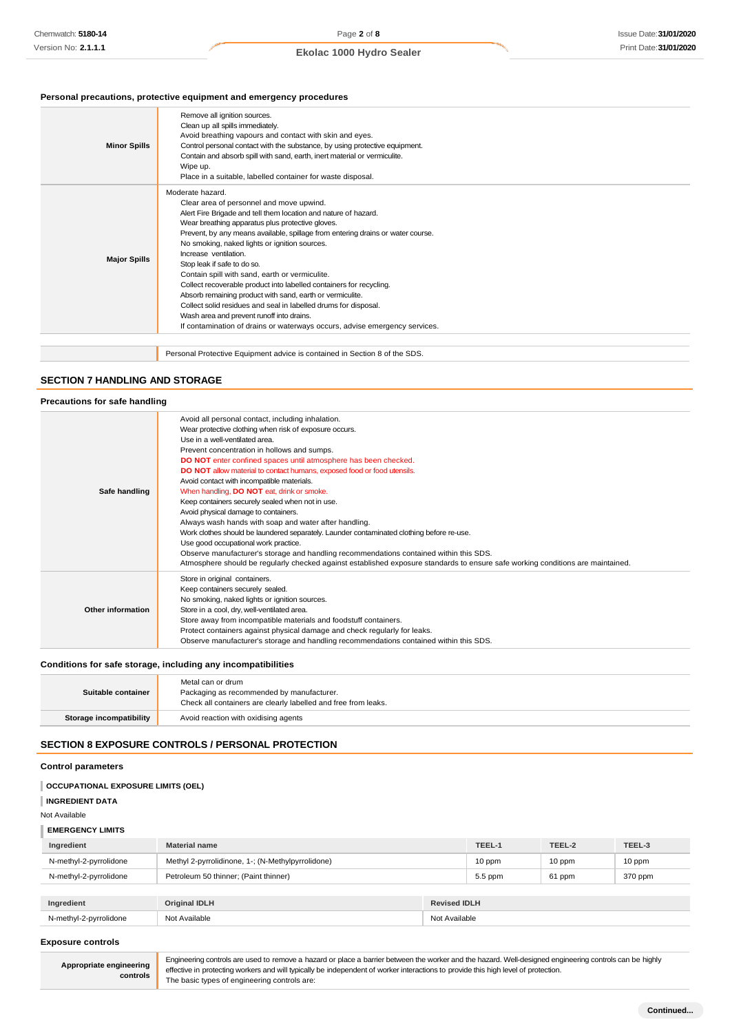### Personal precautions, protective equipment and emergency procedures

| | |
|---|---|
| **Minor Spills** | Remove all ignition sources.<br>Clean up all spills immediately.<br>Avoid breathing vapours and contact with skin and eyes.<br>Control personal contact with the substance, by using protective equipment.<br>Contain and absorb spill with sand, earth, inert material or vermiculite.<br>Wipe up.<br>Place in a suitable, labelled container for waste disposal. |
| **Major Spills** | Moderate hazard.<br>Clear area of personnel and move upwind.<br>Alert Fire Brigade and tell them location and nature of hazard.<br>Wear breathing apparatus plus protective gloves.<br>Prevent, by any means available, spillage from entering drains or water course.<br>No smoking, naked lights or ignition sources.<br>Increase ventilation.<br>Stop leak if safe to do so.<br>Contain spill with sand, earth or vermiculite.<br>Collect recoverable product into labelled containers for recycling.<br>Absorb remaining product with sand, earth or vermiculite.<br>Collect solid residues and seal in labelled drums for disposal.<br>Wash area and prevent runoff into drains.<br>If contamination of drains or waterways occurs, advise emergency services. |

Personal Protective Equipment advice is contained in Section 8 of the SDS.

## SECTION 7 HANDLING AND STORAGE

### Precautions for safe handling

| | |
|---|---|
| **Safe handling** | Avoid all personal contact, including inhalation.<br>Wear protective clothing when risk of exposure occurs.<br>Use in a well-ventilated area.<br>Prevent concentration in hollows and sumps.<br>**DO NOT** enter confined spaces until atmosphere has been checked.<br>**DO NOT** allow material to contact humans, exposed food or food utensils.<br>Avoid contact with incompatible materials.<br>When handling, **DO NOT** eat, drink or smoke.<br>Keep containers securely sealed when not in use.<br>Avoid physical damage to containers.<br>Always wash hands with soap and water after handling.<br>Work clothes should be laundered separately. Launder contaminated clothing before re-use.<br>Use good occupational work practice.<br>Observe manufacturer's storage and handling recommendations contained within this SDS.<br>Atmosphere should be regularly checked against established exposure standards to ensure safe working conditions are maintained. |
| **Other information** | Store in original containers.<br>Keep containers securely sealed.<br>No smoking, naked lights or ignition sources.<br>Store in a cool, dry, well-ventilated area.<br>Store away from incompatible materials and foodstuff containers.<br>Protect containers against physical damage and check regularly for leaks.<br>Observe manufacturer's storage and handling recommendations contained within this SDS. |

### Conditions for safe storage, including any incompatibilities

| | |
|---|---|
| **Suitable container** | Metal can or drum<br>Packaging as recommended by manufacturer.<br>Check all containers are clearly labelled and free from leaks. |
| **Storage incompatibility** | Avoid reaction with oxidising agents |

## SECTION 8 EXPOSURE CONTROLS / PERSONAL PROTECTION

### Control parameters

**OCCUPATIONAL EXPOSURE LIMITS (OEL)**

**INGREDIENT DATA**

Not Available

**EMERGENCY LIMITS**

| Ingredient | Material name | TEEL-1 | TEEL-2 | TEEL-3 |
|---|---|---|---|---|
| N-methyl-2-pyrrolidone | Methyl 2-pyrrolidinone, 1-; (N-Methylpyrrolidone) | 10 ppm | 10 ppm | 10 ppm |
| N-methyl-2-pyrrolidone | Petroleum 50 thinner; (Paint thinner) | 5.5 ppm | 61 ppm | 370 ppm |

| Ingredient | Original IDLH | Revised IDLH |
|---|---|---|
| N-methyl-2-pyrrolidone | Not Available | Not Available |

### Exposure controls

| | |
|---|---|
| **Appropriate engineering controls** | Engineering controls are used to remove a hazard or place a barrier between the worker and the hazard. Well-designed engineering controls can be highly effective in protecting workers and will typically be independent of worker interactions to provide this high level of protection.<br>The basic types of engineering controls are: |

**Continued...**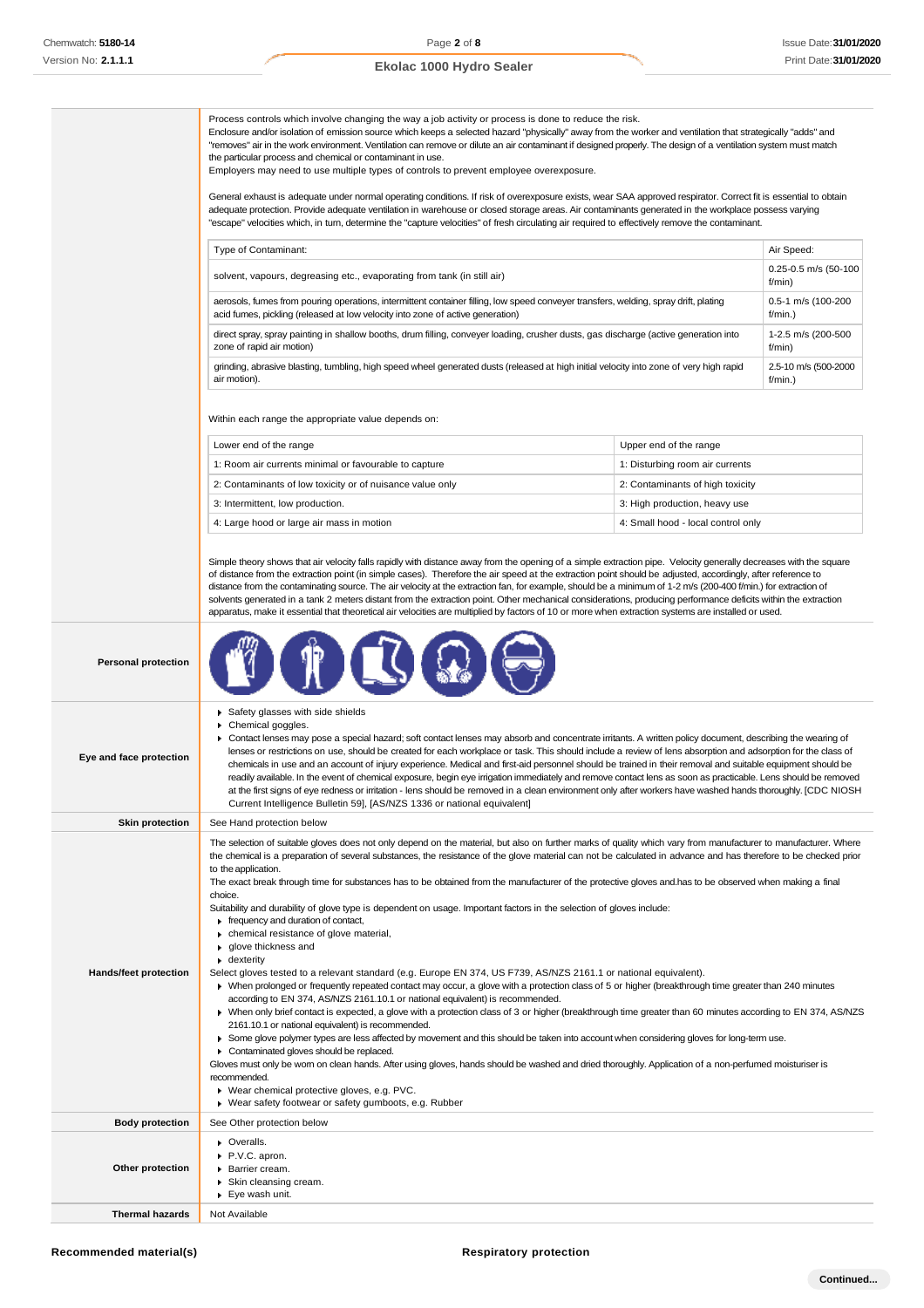Process controls which involve changing the way a job activity or process is done to reduce the risk.
Enclosure and/or isolation of emission source which keeps a selected hazard "physically" away from the worker and ventilation that strategically "adds" and "removes" air in the work environment. Ventilation can remove or dilute an air contaminant if designed properly. The design of a ventilation system must match the particular process and chemical or contaminant in use.
Employers may need to use multiple types of controls to prevent employee overexposure.

General exhaust is adequate under normal operating conditions. If risk of overexposure exists, wear SAA approved respirator. Correct fit is essential to obtain adequate protection. Provide adequate ventilation in warehouse or closed storage areas. Air contaminants generated in the workplace possess varying "escape" velocities which, in turn, determine the "capture velocities" of fresh circulating air required to effectively remove the contaminant.

| Type of Contaminant: | Air Speed: |
|---|---|
| solvent, vapours, degreasing etc., evaporating from tank (in still air) | 0.25-0.5 m/s (50-100 f/min) |
| aerosols, fumes from pouring operations, intermittent container filling, low speed conveyer transfers, welding, spray drift, plating acid fumes, pickling (released at low velocity into zone of active generation) | 0.5-1 m/s (100-200 f/min.) |
| direct spray, spray painting in shallow booths, drum filling, conveyer loading, crusher dusts, gas discharge (active generation into zone of rapid air motion) | 1-2.5 m/s (200-500 f/min) |
| grinding, abrasive blasting, tumbling, high speed wheel generated dusts (released at high initial velocity into zone of very high rapid air motion). | 2.5-10 m/s (500-2000 f/min.) |

Within each range the appropriate value depends on:

| Lower end of the range | Upper end of the range |
|---|---|
| 1: Room air currents minimal or favourable to capture | 1: Disturbing room air currents |
| 2: Contaminants of low toxicity or of nuisance value only | 2: Contaminants of high toxicity |
| 3: Intermittent, low production. | 3: High production, heavy use |
| 4: Large hood or large air mass in motion | 4: Small hood - local control only |

Simple theory shows that air velocity falls rapidly with distance away from the opening of a simple extraction pipe. Velocity generally decreases with the square of distance from the extraction point (in simple cases). Therefore the air speed at the extraction point should be adjusted, accordingly, after reference to distance from the contaminating source. The air velocity at the extraction fan, for example, should be a minimum of 1-2 m/s (200-400 f/min.) for extraction of solvents generated in a tank 2 meters distant from the extraction point. Other mechanical considerations, producing performance deficits within the extraction apparatus, make it essential that theoretical air velocities are multiplied by factors of 10 or more when extraction systems are installed or used.

**Personal protection**

**Eye and face protection**

- Safety glasses with side shields
- Chemical goggles.
- Contact lenses may pose a special hazard; soft contact lenses may absorb and concentrate irritants. A written policy document, describing the wearing of lenses or restrictions on use, should be created for each workplace or task. This should include a review of lens absorption and adsorption for the class of chemicals in use and an account of injury experience. Medical and first-aid personnel should be trained in their removal and suitable equipment should be readily available. In the event of chemical exposure, begin eye irrigation immediately and remove contact lens as soon as practicable. Lens should be removed at the first signs of eye redness or irritation - lens should be removed in a clean environment only after workers have washed hands thoroughly. [CDC NIOSH Current Intelligence Bulletin 59], [AS/NZS 1336 or national equivalent]

**Skin protection**

See Hand protection below

**Hands/feet protection**

The selection of suitable gloves does not only depend on the material, but also on further marks of quality which vary from manufacturer to manufacturer. Where the chemical is a preparation of several substances, the resistance of the glove material can not be calculated in advance and has therefore to be checked prior to the application.
The exact break through time for substances has to be obtained from the manufacturer of the protective gloves and.has to be observed when making a final choice.
Suitability and durability of glove type is dependent on usage. Important factors in the selection of gloves include:

- frequency and duration of contact,
- chemical resistance of glove material,
- glove thickness and
- dexterity

Select gloves tested to a relevant standard (e.g. Europe EN 374, US F739, AS/NZS 2161.1 or national equivalent).

- When prolonged or frequently repeated contact may occur, a glove with a protection class of 5 or higher (breakthrough time greater than 240 minutes according to EN 374, AS/NZS 2161.10.1 or national equivalent) is recommended.
- When only brief contact is expected, a glove with a protection class of 3 or higher (breakthrough time greater than 60 minutes according to EN 374, AS/NZS 2161.10.1 or national equivalent) is recommended.
- Some glove polymer types are less affected by movement and this should be taken into account when considering gloves for long-term use.
- Contaminated gloves should be replaced.

Gloves must only be worn on clean hands. After using gloves, hands should be washed and dried thoroughly. Application of a non-perfumed moisturiser is recommended.

- Wear chemical protective gloves, e.g. PVC.
- Wear safety footwear or safety gumboots, e.g. Rubber

**Body protection**

See Other protection below

**Other protection**

- Overalls.
- P.V.C. apron.
- Barrier cream.
- Skin cleansing cream.
- Eye wash unit.

**Thermal hazards**

Not Available

**Recommended material(s)**

**Respiratory protection**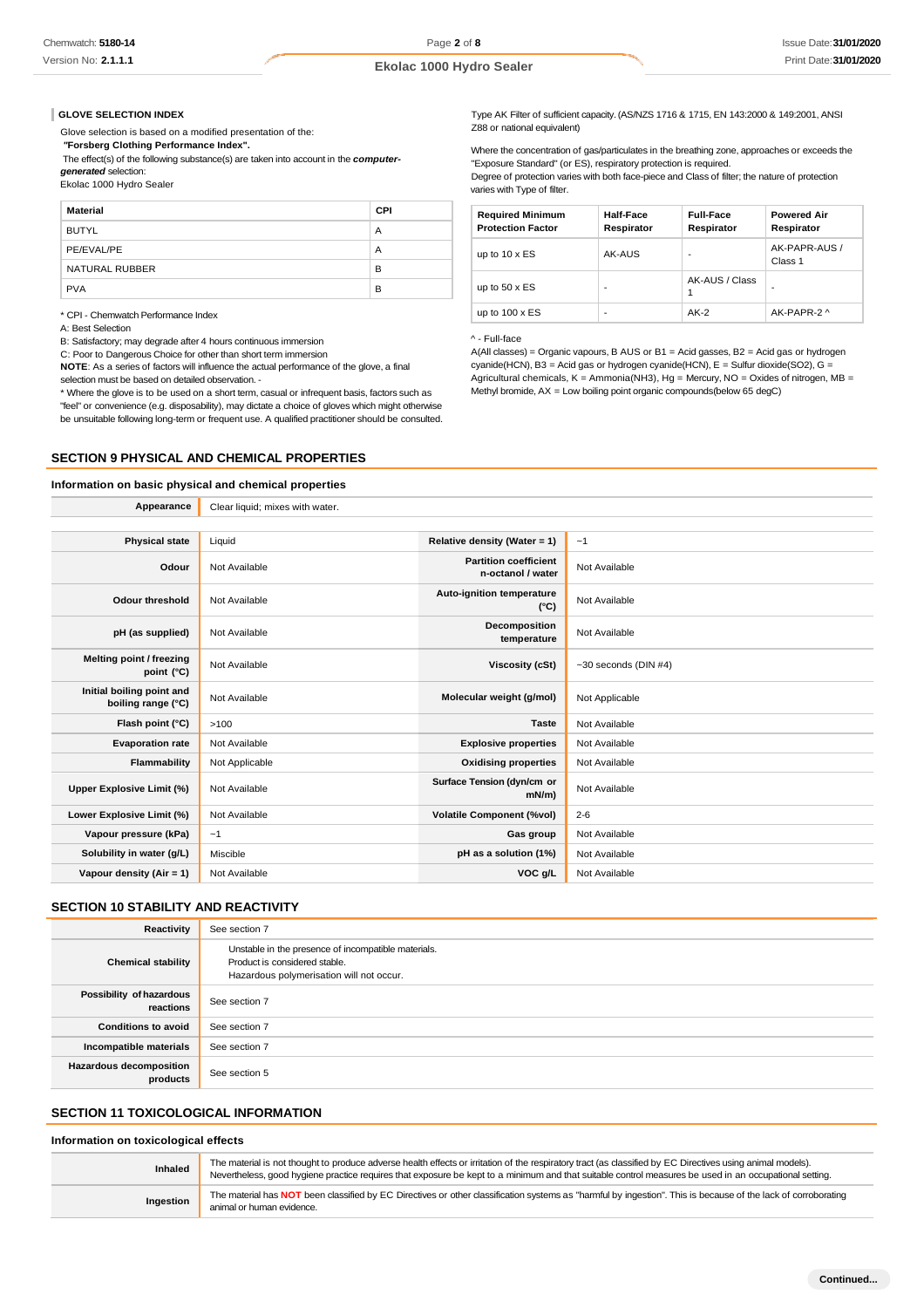### GLOVE SELECTION INDEX

Glove selection is based on a modified presentation of the:

*"Forsberg Clothing Performance Index".*

The effect(s) of the following substance(s) are taken into account in the ***computer-generated*** selection:

Ekolac 1000 Hydro Sealer

| Material | CPI |
|---|---|
| BUTYL | A |
| PE/EVAL/PE | A |
| NATURAL RUBBER | B |
| PVA | B |

* CPI - Chemwatch Performance Index

A: Best Selection

B: Satisfactory; may degrade after 4 hours continuous immersion

C: Poor to Dangerous Choice for other than short term immersion

**NOTE**: As a series of factors will influence the actual performance of the glove, a final selection must be based on detailed observation. -

* Where the glove is to be used on a short term, casual or infrequent basis, factors such as "feel" or convenience (e.g. disposability), may dictate a choice of gloves which might otherwise be unsuitable following long-term or frequent use. A qualified practitioner should be consulted.

Type AK Filter of sufficient capacity. (AS/NZS 1716 & 1715, EN 143:2000 & 149:2001, ANSI Z88 or national equivalent)

Where the concentration of gas/particulates in the breathing zone, approaches or exceeds the "Exposure Standard" (or ES), respiratory protection is required.

Degree of protection varies with both face-piece and Class of filter; the nature of protection varies with Type of filter.

| Required Minimum Protection Factor | Half-Face Respirator | Full-Face Respirator | Powered Air Respirator |
|---|---|---|---|
| up to 10 x ES | AK-AUS | - | AK-PAPR-AUS / Class 1 |
| up to 50 x ES | - | AK-AUS / Class 1 | - |
| up to 100 x ES | - | AK-2 | AK-PAPR-2 ^ |

^ - Full-face

A(All classes) = Organic vapours, B AUS or B1 = Acid gasses, B2 = Acid gas or hydrogen cyanide(HCN), B3 = Acid gas or hydrogen cyanide(HCN), E = Sulfur dioxide(SO2), G = Agricultural chemicals, K = Ammonia(NH3), Hg = Mercury, NO = Oxides of nitrogen, MB = Methyl bromide, AX = Low boiling point organic compounds(below 65 degC)

## SECTION 9 PHYSICAL AND CHEMICAL PROPERTIES

### Information on basic physical and chemical properties

| Appearance | Clear liquid; mixes with water. | | |
|---|---|---|---|
| **Physical state** | Liquid | **Relative density (Water = 1)** | ~1 |
| **Odour** | Not Available | **Partition coefficient n-octanol / water** | Not Available |
| **Odour threshold** | Not Available | **Auto-ignition temperature (°C)** | Not Available |
| **pH (as supplied)** | Not Available | **Decomposition temperature** | Not Available |
| **Melting point / freezing point (°C)** | Not Available | **Viscosity (cSt)** | ~30 seconds (DIN #4) |
| **Initial boiling point and boiling range (°C)** | Not Available | **Molecular weight (g/mol)** | Not Applicable |
| **Flash point (°C)** | >100 | **Taste** | Not Available |
| **Evaporation rate** | Not Available | **Explosive properties** | Not Available |
| **Flammability** | Not Applicable | **Oxidising properties** | Not Available |
| **Upper Explosive Limit (%)** | Not Available | **Surface Tension (dyn/cm or mN/m)** | Not Available |
| **Lower Explosive Limit (%)** | Not Available | **Volatile Component (%vol)** | 2-6 |
| **Vapour pressure (kPa)** | ~1 | **Gas group** | Not Available |
| **Solubility in water (g/L)** | Miscible | **pH as a solution (1%)** | Not Available |
| **Vapour density (Air = 1)** | Not Available | **VOC g/L** | Not Available |

## SECTION 10 STABILITY AND REACTIVITY

| Reactivity | See section 7 |
|---|---|
| **Chemical stability** | Unstable in the presence of incompatible materials.<br>Product is considered stable.<br>Hazardous polymerisation will not occur. |
| **Possibility of hazardous reactions** | See section 7 |
| **Conditions to avoid** | See section 7 |
| **Incompatible materials** | See section 7 |
| **Hazardous decomposition products** | See section 5 |

## SECTION 11 TOXICOLOGICAL INFORMATION

### Information on toxicological effects

| Inhaled | The material is not thought to produce adverse health effects or irritation of the respiratory tract (as classified by EC Directives using animal models). Nevertheless, good hygiene practice requires that exposure be kept to a minimum and that suitable control measures be used in an occupational setting. |
|---|---|
| **Ingestion** | The material has **NOT** been classified by EC Directives or other classification systems as "harmful by ingestion". This is because of the lack of corroborating animal or human evidence. |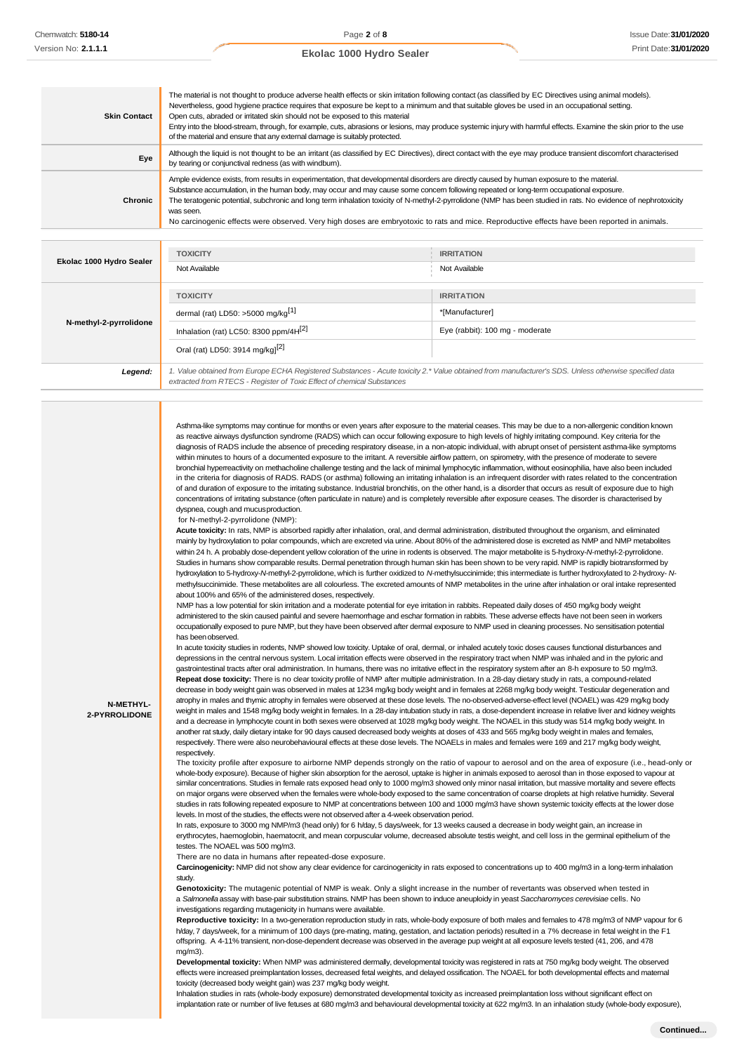| | |
|---|---|
| **Skin Contact** | The material is not thought to produce adverse health effects or skin irritation following contact (as classified by EC Directives using animal models). Nevertheless, good hygiene practice requires that exposure be kept to a minimum and that suitable gloves be used in an occupational setting.<br>Open cuts, abraded or irritated skin should not be exposed to this material<br>Entry into the blood-stream, through, for example, cuts, abrasions or lesions, may produce systemic injury with harmful effects. Examine the skin prior to the use of the material and ensure that any external damage is suitably protected. |
| **Eye** | Although the liquid is not thought to be an irritant (as classified by EC Directives), direct contact with the eye may produce transient discomfort characterised by tearing or conjunctival redness (as with windburn). |
| **Chronic** | Ample evidence exists, from results in experimentation, that developmental disorders are directly caused by human exposure to the material.<br>Substance accumulation, in the human body, may occur and may cause some concern following repeated or long-term occupational exposure.<br>The teratogenic potential, subchronic and long term inhalation toxicity of N-methyl-2-pyrrolidone (NMP has been studied in rats. No evidence of nephrotoxicity was seen.<br>No carcinogenic effects were observed. Very high doses are embryotoxic to rats and mice. Reproductive effects have been reported in animals. |

| | TOXICITY | IRRITATION |
|---|---|---|
| **Ekolac 1000 Hydro Sealer** | Not Available | Not Available |
| **N-methyl-2-pyrrolidone** | **TOXICITY** | **IRRITATION** |
| | dermal (rat) LD50: >5000 mg/kg[1] | *[Manufacturer] |
| | Inhalation (rat) LC50: 8300 ppm/4H[2] | Eye (rabbit): 100 mg - moderate |
| | Oral (rat) LD50: 3914 mg/kg][2] | |
| ***Legend:*** | *1. Value obtained from Europe ECHA Registered Substances - Acute toxicity 2.* Value obtained from manufacturer's SDS. Unless otherwise specified data extracted from RTECS - Register of Toxic Effect of chemical Substances* | |

**N-METHYL-2-PYRROLIDONE**

Asthma-like symptoms may continue for months or even years after exposure to the material ceases. This may be due to a non-allergenic condition known as reactive airways dysfunction syndrome (RADS) which can occur following exposure to high levels of highly irritating compound. Key criteria for the diagnosis of RADS include the absence of preceding respiratory disease, in a non-atopic individual, with abrupt onset of persistent asthma-like symptoms within minutes to hours of a documented exposure to the irritant. A reversible airflow pattern, on spirometry, with the presence of moderate to severe bronchial hyperreactivity on methacholine challenge testing and the lack of minimal lymphocytic inflammation, without eosinophilia, have also been included in the criteria for diagnosis of RADS. RADS (or asthma) following an irritating inhalation is an infrequent disorder with rates related to the concentration of and duration of exposure to the irritating substance. Industrial bronchitis, on the other hand, is a disorder that occurs as result of exposure due to high concentrations of irritating substance (often particulate in nature) and is completely reversible after exposure ceases. The disorder is characterised by dyspnea, cough and mucus production.

for N-methyl-2-pyrrolidone (NMP):

**Acute toxicity:** In rats, NMP is absorbed rapidly after inhalation, oral, and dermal administration, distributed throughout the organism, and eliminated mainly by hydroxylation to polar compounds, which are excreted via urine. About 80% of the administered dose is excreted as NMP and NMP metabolites within 24 h. A probably dose-dependent yellow coloration of the urine in rodents is observed. The major metabolite is 5-hydroxy-*N*-methyl-2-pyrrolidone. Studies in humans show comparable results. Dermal penetration through human skin has been shown to be very rapid. NMP is rapidly biotransformed by hydroxylation to 5-hydroxy-*N*-methyl-2-pyrrolidone, which is further oxidized to *N*-methylsuccinimide; this intermediate is further hydroxylated to 2-hydroxy- *N*-methylsuccinimide. These metabolites are all colourless. The excreted amounts of NMP metabolites in the urine after inhalation or oral intake represented about 100% and 65% of the administered doses, respectively.

NMP has a low potential for skin irritation and a moderate potential for eye irritation in rabbits. Repeated daily doses of 450 mg/kg body weight administered to the skin caused painful and severe haemorrhage and eschar formation in rabbits. These adverse effects have not been seen in workers occupationally exposed to pure NMP, but they have been observed after dermal exposure to NMP used in cleaning processes. No sensitisation potential has been observed.

In acute toxicity studies in rodents, NMP showed low toxicity. Uptake of oral, dermal, or inhaled acutely toxic doses causes functional disturbances and depressions in the central nervous system. Local irritation effects were observed in the respiratory tract when NMP was inhaled and in the pyloric and gastrointestinal tracts after oral administration. In humans, there was no irritative effect in the respiratory system after an 8-h exposure to 50 mg/m3.

**Repeat dose toxicity:** There is no clear toxicity profile of NMP after multiple administration. In a 28-day dietary study in rats, a compound-related decrease in body weight gain was observed in males at 1234 mg/kg body weight and in females at 2268 mg/kg body weight. Testicular degeneration and atrophy in males and thymic atrophy in females were observed at these dose levels. The no-observed-adverse-effect level (NOAEL) was 429 mg/kg body weight in males and 1548 mg/kg body weight in females. In a 28-day intubation study in rats, a dose-dependent increase in relative liver and kidney weights and a decrease in lymphocyte count in both sexes were observed at 1028 mg/kg body weight. The NOAEL in this study was 514 mg/kg body weight. In another rat study, daily dietary intake for 90 days caused decreased body weights at doses of 433 and 565 mg/kg body weight in males and females, respectively. There were also neurobehavioural effects at these dose levels. The NOAELs in males and females were 169 and 217 mg/kg body weight, respectively.

The toxicity profile after exposure to airborne NMP depends strongly on the ratio of vapour to aerosol and on the area of exposure (i.e., head-only or whole-body exposure). Because of higher skin absorption for the aerosol, uptake is higher in animals exposed to aerosol than in those exposed to vapour at similar concentrations. Studies in female rats exposed head only to 1000 mg/m3 showed only minor nasal irritation, but massive mortality and severe effects on major organs were observed when the females were whole-body exposed to the same concentration of coarse droplets at high relative humidity. Several studies in rats following repeated exposure to NMP at concentrations between 100 and 1000 mg/m3 have shown systemic toxicity effects at the lower dose levels. In most of the studies, the effects were not observed after a 4-week observation period.

In rats, exposure to 3000 mg NMP/m3 (head only) for 6 h/day, 5 days/week, for 13 weeks caused a decrease in body weight gain, an increase in erythrocytes, haemoglobin, haematocrit, and mean corpuscular volume, decreased absolute testis weight, and cell loss in the germinal epithelium of the testes. The NOAEL was 500 mg/m3.

There are no data in humans after repeated-dose exposure.

**Carcinogenicity:** NMP did not show any clear evidence for carcinogenicity in rats exposed to concentrations up to 400 mg/m3 in a long-term inhalation study.

**Genotoxicity:** The mutagenic potential of NMP is weak. Only a slight increase in the number of revertants was observed when tested in a *Salmonella* assay with base-pair substitution strains. NMP has been shown to induce aneuploidy in yeast *Saccharomyces cerevisiae* cells. No investigations regarding mutagenicity in humans were available.

**Reproductive toxicity:** In a two-generation reproduction study in rats, whole-body exposure of both males and females to 478 mg/m3 of NMP vapour for 6 h/day, 7 days/week, for a minimum of 100 days (pre-mating, mating, gestation, and lactation periods) resulted in a 7% decrease in fetal weight in the F1 offspring. A 4-11% transient, non-dose-dependent decrease was observed in the average pup weight at all exposure levels tested (41, 206, and 478 mg/m3).

**Developmental toxicity:** When NMP was administered dermally, developmental toxicity was registered in rats at 750 mg/kg body weight. The observed effects were increased preimplantation losses, decreased fetal weights, and delayed ossification. The NOAEL for both developmental effects and maternal toxicity (decreased body weight gain) was 237 mg/kg body weight.

Inhalation studies in rats (whole-body exposure) demonstrated developmental toxicity as increased preimplantation loss without significant effect on implantation rate or number of live fetuses at 680 mg/m3 and behavioural developmental toxicity at 622 mg/m3. In an inhalation study (whole-body exposure),

**Continued...**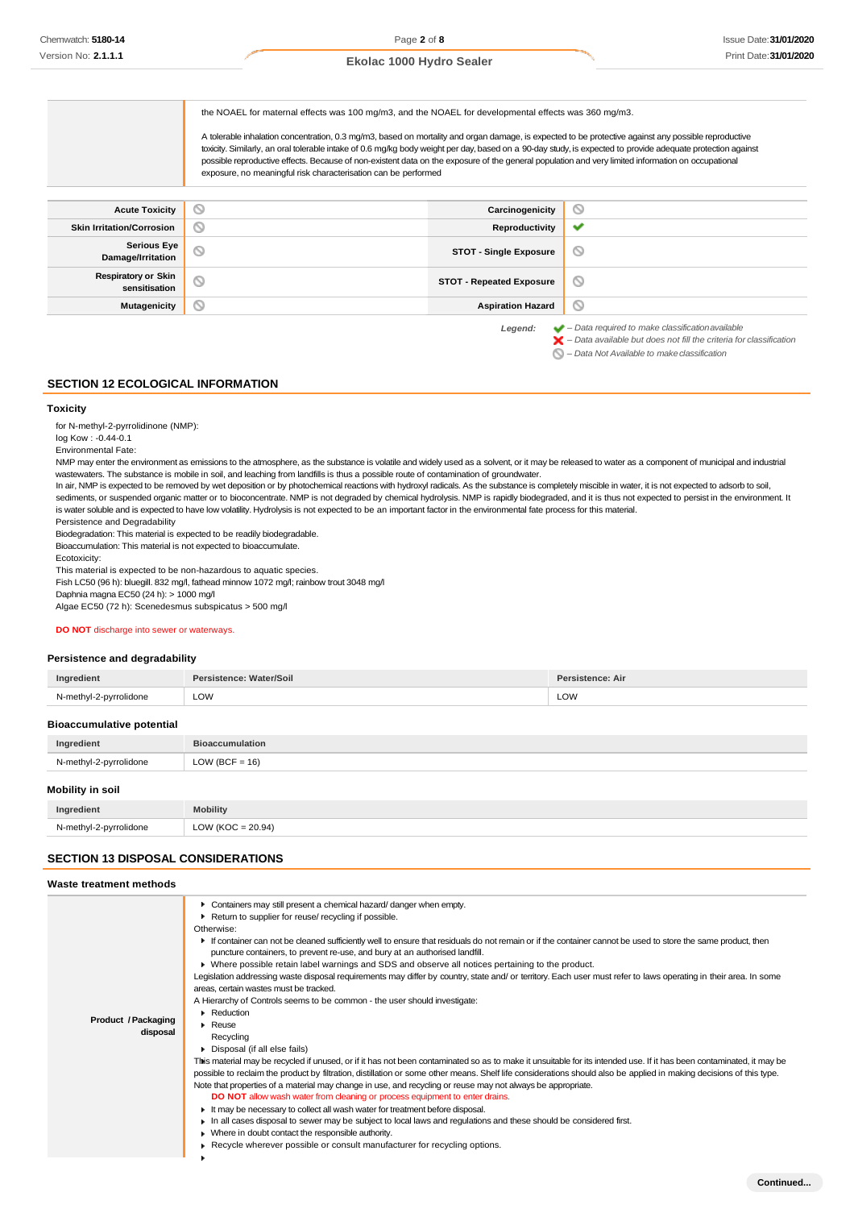| | |
|---|---|
| | the NOAEL for maternal effects was 100 mg/m3, and the NOAEL for developmental effects was 360 mg/m3.<br><br>A tolerable inhalation concentration, 0.3 mg/m3, based on mortality and organ damage, is expected to be protective against any possible reproductive toxicity. Similarly, an oral tolerable intake of 0.6 mg/kg body weight per day, based on a 90-day study, is expected to provide adequate protection against possible reproductive effects. Because of non-existent data on the exposure of the general population and very limited information on occupational exposure, no meaningful risk characterisation can be performed |

| | | | |
|---|---|---|---|
| **Acute Toxicity** | ⃠ | **Carcinogenicity** | ⃠ |
| **Skin Irritation/Corrosion** | ⃠ | **Reproductivity** | ✔ |
| **Serious Eye Damage/Irritation** | ⃠ | **STOT - Single Exposure** | ⃠ |
| **Respiratory or Skin sensitisation** | ⃠ | **STOT - Repeated Exposure** | ⃠ |
| **Mutagenicity** | ⃠ | **Aspiration Hazard** | ⃠ |

*Legend:*
✔ *– Data required to make classification available*
✘ *– Data available but does not fill the criteria for classification*
⃠ *– Data Not Available to make classification*

## SECTION 12 ECOLOGICAL INFORMATION

### Toxicity

for N-methyl-2-pyrrolidinone (NMP):
log Kow : -0.44-0.1
Environmental Fate:
NMP may enter the environment as emissions to the atmosphere, as the substance is volatile and widely used as a solvent, or it may be released to water as a component of municipal and industrial wastewaters. The substance is mobile in soil, and leaching from landfills is thus a possible route of contamination of groundwater.
In air, NMP is expected to be removed by wet deposition or by photochemical reactions with hydroxyl radicals. As the substance is completely miscible in water, it is not expected to adsorb to soil, sediments, or suspended organic matter or to bioconcentrate. NMP is not degraded by chemical hydrolysis. NMP is rapidly biodegraded, and it is thus not expected to persist in the environment. It is water soluble and is expected to have low volatility. Hydrolysis is not expected to be an important factor in the environmental fate process for this material.
Persistence and Degradability
Biodegradation: This material is expected to be readily biodegradable.
Bioaccumulation: This material is not expected to bioaccumulate.
Ecotoxicity:
This material is expected to be non-hazardous to aquatic species.
Fish LC50 (96 h): bluegill. 832 mg/l, fathead minnow 1072 mg/l; rainbow trout 3048 mg/l
Daphnia magna EC50 (24 h): > 1000 mg/l
Algae EC50 (72 h): Scenedesmus subspicatus > 500 mg/l

**DO NOT** discharge into sewer or waterways.

### Persistence and degradability

| Ingredient | Persistence: Water/Soil | Persistence: Air |
|---|---|---|
| N-methyl-2-pyrrolidone | LOW | LOW |

### Bioaccumulative potential

| Ingredient | Bioaccumulation |
|---|---|
| N-methyl-2-pyrrolidone | LOW (BCF = 16) |

### Mobility in soil

| Ingredient | Mobility |
|---|---|
| N-methyl-2-pyrrolidone | LOW (KOC = 20.94) |

## SECTION 13 DISPOSAL CONSIDERATIONS

### Waste treatment methods

| | |
|---|---|
| **Product / Packaging disposal** | ▸ Containers may still present a chemical hazard/ danger when empty.<br>▸ Return to supplier for reuse/ recycling if possible.<br>Otherwise:<br>▸ If container can not be cleaned sufficiently well to ensure that residuals do not remain or if the container cannot be used to store the same product, then puncture containers, to prevent re-use, and bury at an authorised landfill.<br>▸ Where possible retain label warnings and SDS and observe all notices pertaining to the product.<br>Legislation addressing waste disposal requirements may differ by country, state and/ or territory. Each user must refer to laws operating in their area. In some areas, certain wastes must be tracked.<br>A Hierarchy of Controls seems to be common - the user should investigate:<br>▸ Reduction<br>▸ Reuse<br>Recycling<br>▸ Disposal (if all else fails)<br>This material may be recycled if unused, or if it has not been contaminated so as to make it unsuitable for its intended use. If it has been contaminated, it may be possible to reclaim the product by filtration, distillation or some other means. Shelf life considerations should also be applied in making decisions of this type. Note that properties of a material may change in use, and recycling or reuse may not always be appropriate.<br>**DO NOT** allow wash water from cleaning or process equipment to enter drains.<br>▸ It may be necessary to collect all wash water for treatment before disposal.<br>▸ In all cases disposal to sewer may be subject to local laws and regulations and these should be considered first.<br>▸ Where in doubt contact the responsible authority.<br>▸ Recycle wherever possible or consult manufacturer for recycling options.<br>▸ |

**Continued...**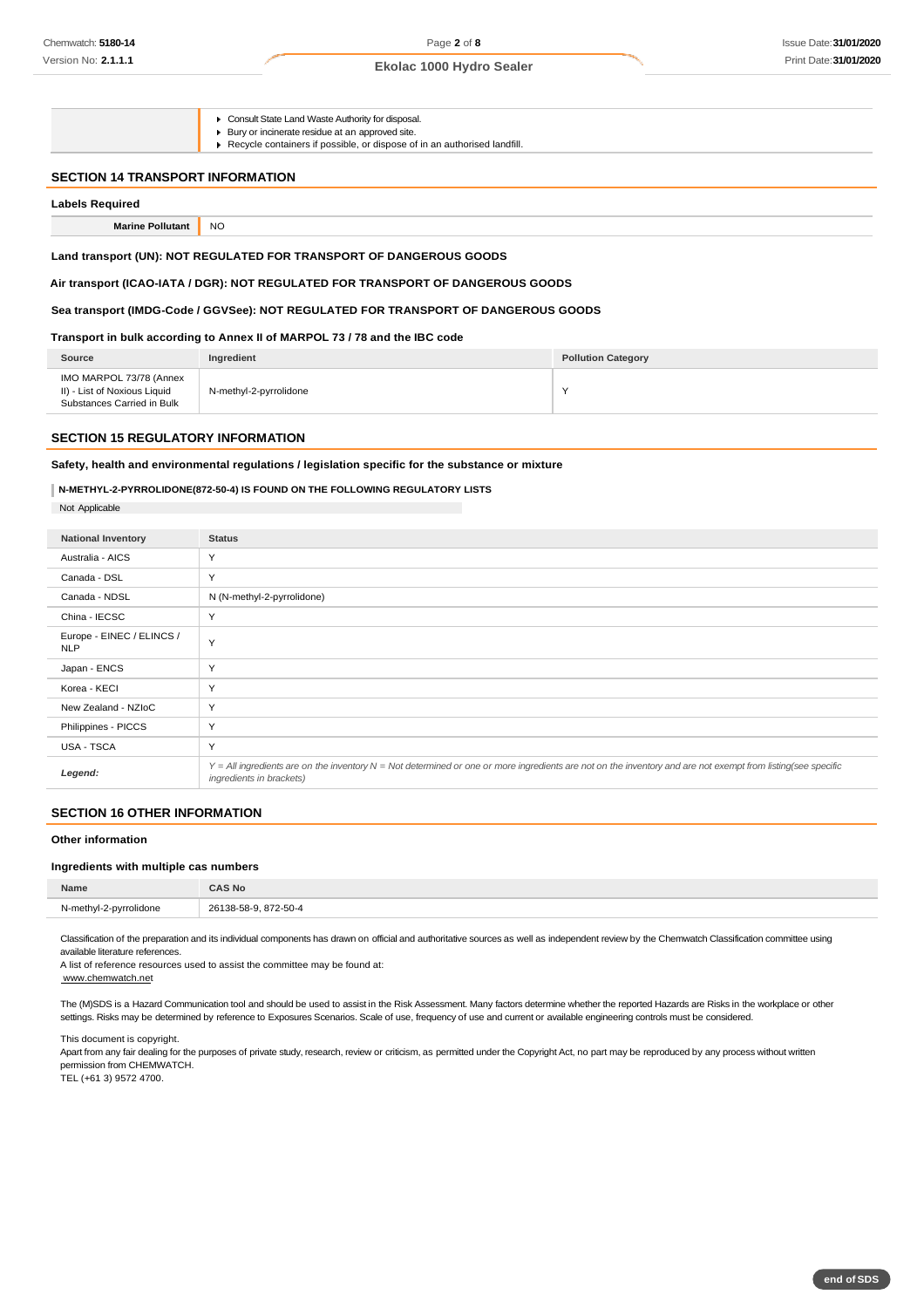| | |
|---|---|
| | ▸ Consult State Land Waste Authority for disposal.<br>▸ Bury or incinerate residue at an approved site.<br>▸ Recycle containers if possible, or dispose of in an authorised landfill. |

## SECTION 14 TRANSPORT INFORMATION

### Labels Required

| | |
|---|---|
| **Marine Pollutant** | NO |

**Land transport (UN): NOT REGULATED FOR TRANSPORT OF DANGEROUS GOODS**

**Air transport (ICAO-IATA / DGR): NOT REGULATED FOR TRANSPORT OF DANGEROUS GOODS**

**Sea transport (IMDG-Code / GGVSee): NOT REGULATED FOR TRANSPORT OF DANGEROUS GOODS**

**Transport in bulk according to Annex II of MARPOL 73 / 78 and the IBC code**

| Source | Ingredient | Pollution Category |
|---|---|---|
| IMO MARPOL 73/78 (Annex II) - List of Noxious Liquid Substances Carried in Bulk | N-methyl-2-pyrrolidone | Y |

## SECTION 15 REGULATORY INFORMATION

**Safety, health and environmental regulations / legislation specific for the substance or mixture**

**N-METHYL-2-PYRROLIDONE(872-50-4) IS FOUND ON THE FOLLOWING REGULATORY LISTS**

Not Applicable

| National Inventory | Status |
|---|---|
| Australia - AICS | Y |
| Canada - DSL | Y |
| Canada - NDSL | N (N-methyl-2-pyrrolidone) |
| China - IECSC | Y |
| Europe - EINEC / ELINCS / NLP | Y |
| Japan - ENCS | Y |
| Korea - KECI | Y |
| New Zealand - NZIoC | Y |
| Philippines - PICCS | Y |
| USA - TSCA | Y |
| *Legend:* | *Y = All ingredients are on the inventory N = Not determined or one or more ingredients are not on the inventory and are not exempt from listing(see specific ingredients in brackets)* |

## SECTION 16 OTHER INFORMATION

### Other information

### Ingredients with multiple cas numbers

| Name | CAS No |
|---|---|
| N-methyl-2-pyrrolidone | 26138-58-9, 872-50-4 |

Classification of the preparation and its individual components has drawn on official and authoritative sources as well as independent review by the Chemwatch Classification committee using available literature references.
A list of reference resources used to assist the committee may be found at:
www.chemwatch.net

The (M)SDS is a Hazard Communication tool and should be used to assist in the Risk Assessment. Many factors determine whether the reported Hazards are Risks in the workplace or other settings. Risks may be determined by reference to Exposures Scenarios. Scale of use, frequency of use and current or available engineering controls must be considered.

This document is copyright.
Apart from any fair dealing for the purposes of private study, research, review or criticism, as permitted under the Copyright Act, no part may be reproduced by any process without written permission from CHEMWATCH.
TEL (+61 3) 9572 4700.

end of SDS